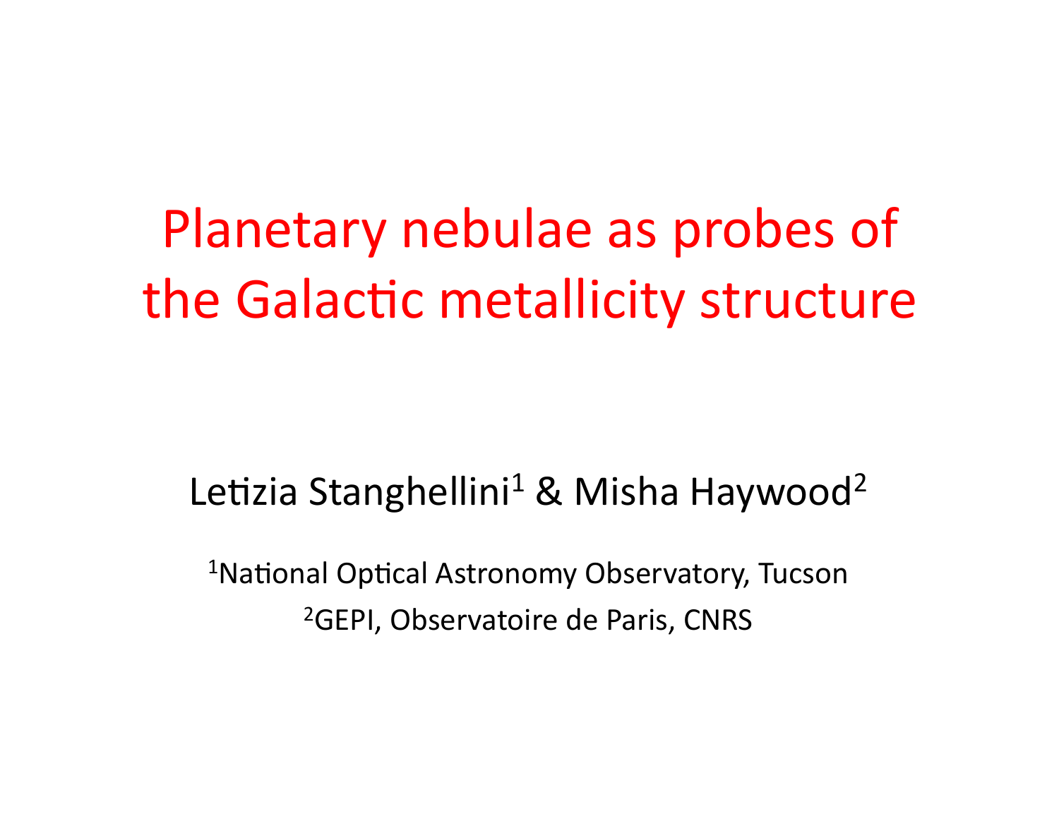# Planetary nebulae as probes of the Galactic metallicity structure

Letizia Stanghellini[1] & Misha Haywood[2]

[1]National Optical Astronomy Observatory, Tucson

[2]GEPI, Observatoire de Paris, CNRS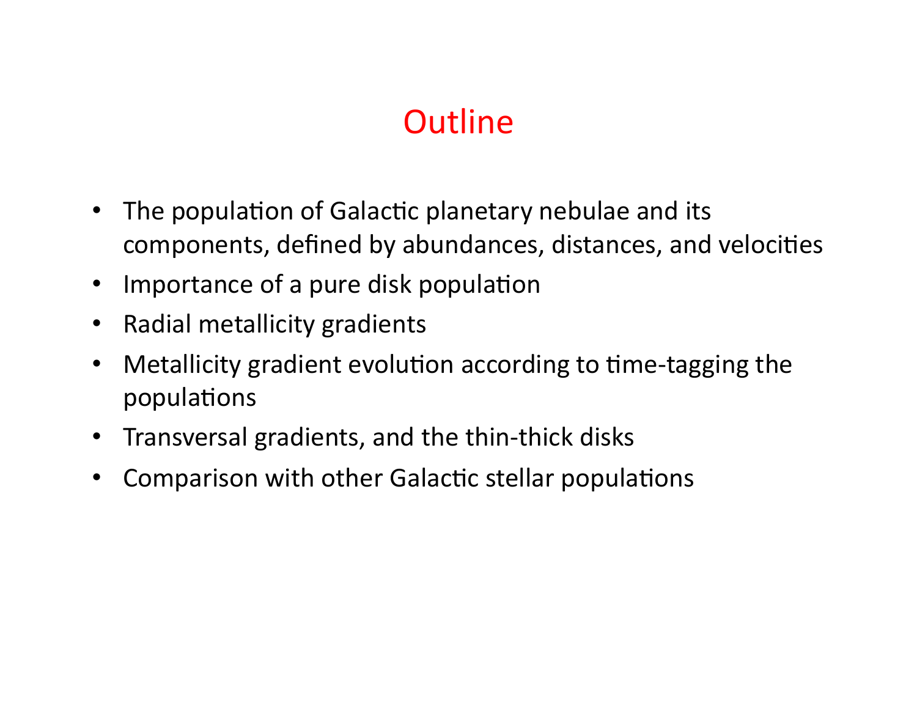# Outline

- The population of Galactic planetary nebulae and its components, defined by abundances, distances, and velocities
- Importance of a pure disk population
- Radial metallicity gradients
- Metallicity gradient evolution according to time-tagging the populations
- Transversal gradients, and the thin-thick disks
- Comparison with other Galactic stellar populations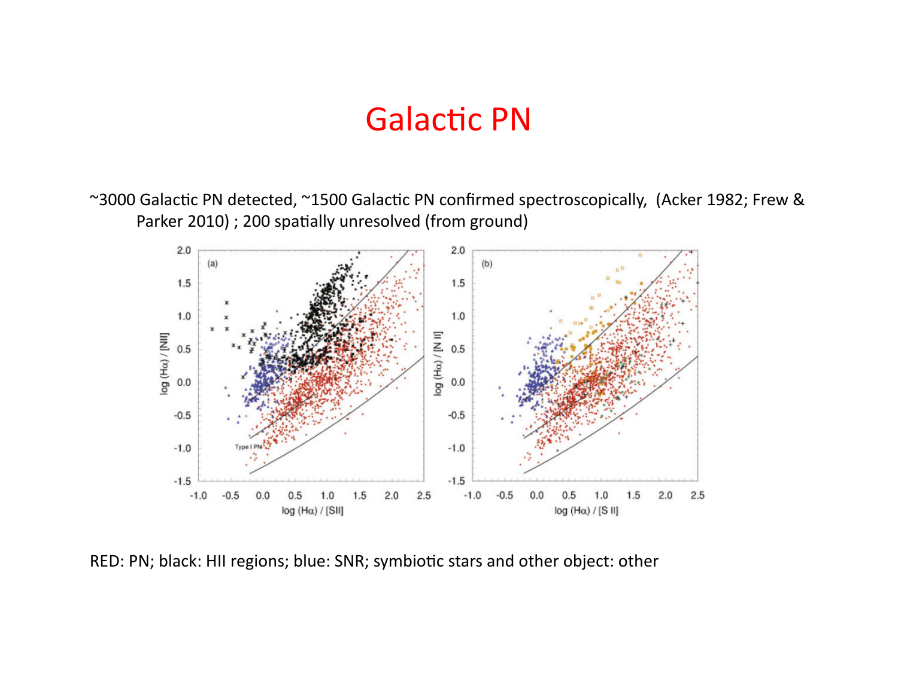# Galactic PN

~3000 Galactic PN detected, ~1500 Galactic PN confirmed spectroscopically, (Acker 1982; Frew & Parker 2010) ; 200 spatially unresolved (from ground)

RED: PN; black: HII regions; blue: SNR; symbiotic stars and other object: other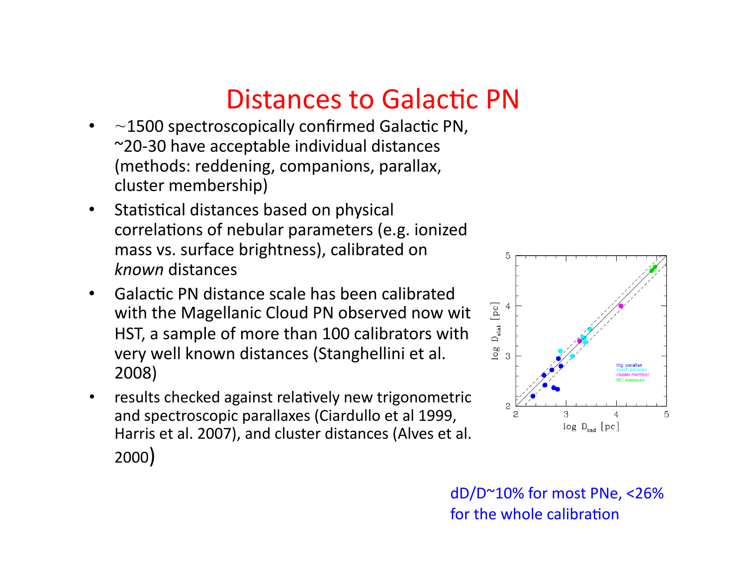# Distances to Galactic PN

- ~1500 spectroscopically confirmed Galactic PN, ~20-30 have acceptable individual distances (methods: reddening, companions, parallax, cluster membership)
- Statistical distances based on physical correlations of nebular parameters (e.g. ionized mass vs. surface brightness), calibrated on *known* distances
- Galactic PN distance scale has been calibrated with the Magellanic Cloud PN observed now wit HST, a sample of more than 100 calibrators with very well known distances (Stanghellini et al. 2008)
- results checked against relatively new trigonometric and spectroscopic parallaxes (Ciardullo et al 1999, Harris et al. 2007), and cluster distances (Alves et al. 2000)

dD/D~10% for most PNe, <26% for the whole calibration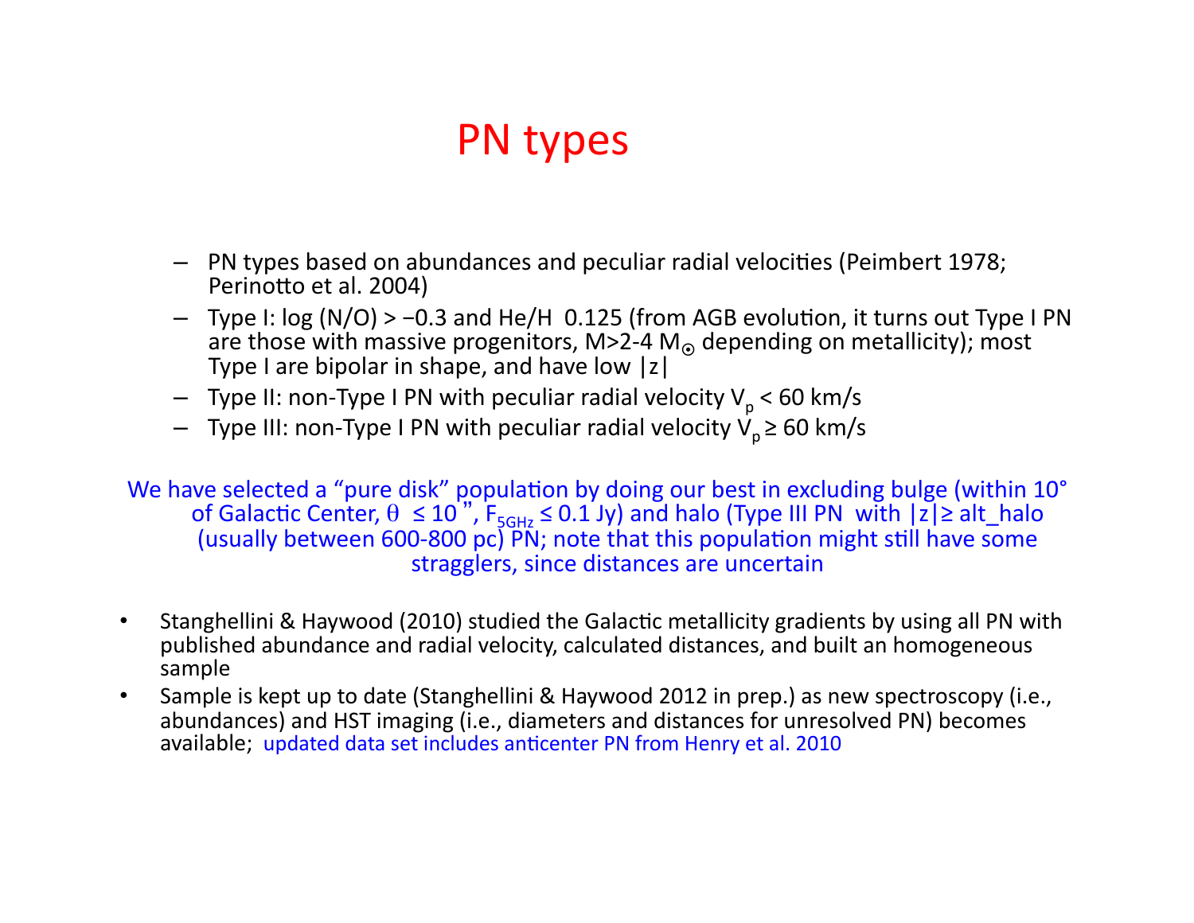# PN types

- PN types based on abundances and peculiar radial velocities (Peimbert 1978; Perinotto et al. 2004)
- Type I: log (N/O) > −0.3 and He/H 0.125 (from AGB evolution, it turns out Type I PN are those with massive progenitors, M>2-4 $M_{\odot}$ depending on metallicity); most Type I are bipolar in shape, and have low |z|
- Type II: non-Type I PN with peculiar radial velocity $V_p$ < 60 km/s
- Type III: non-Type I PN with peculiar radial velocity $V_p \geq$ 60 km/s

We have selected a "pure disk" population by doing our best in excluding bulge (within 10° of Galactic Center, $\theta \leq 10$", $F_{5GHz} \leq 0.1$ Jy) and halo (Type III PN with |z|≥ alt_halo (usually between 600-800 pc) PN; note that this population might still have some stragglers, since distances are uncertain

- Stanghellini & Haywood (2010) studied the Galactic metallicity gradients by using all PN with published abundance and radial velocity, calculated distances, and built an homogeneous sample
- Sample is kept up to date (Stanghellini & Haywood 2012 in prep.) as new spectroscopy (i.e., abundances) and HST imaging (i.e., diameters and distances for unresolved PN) becomes available; updated data set includes anticenter PN from Henry et al. 2010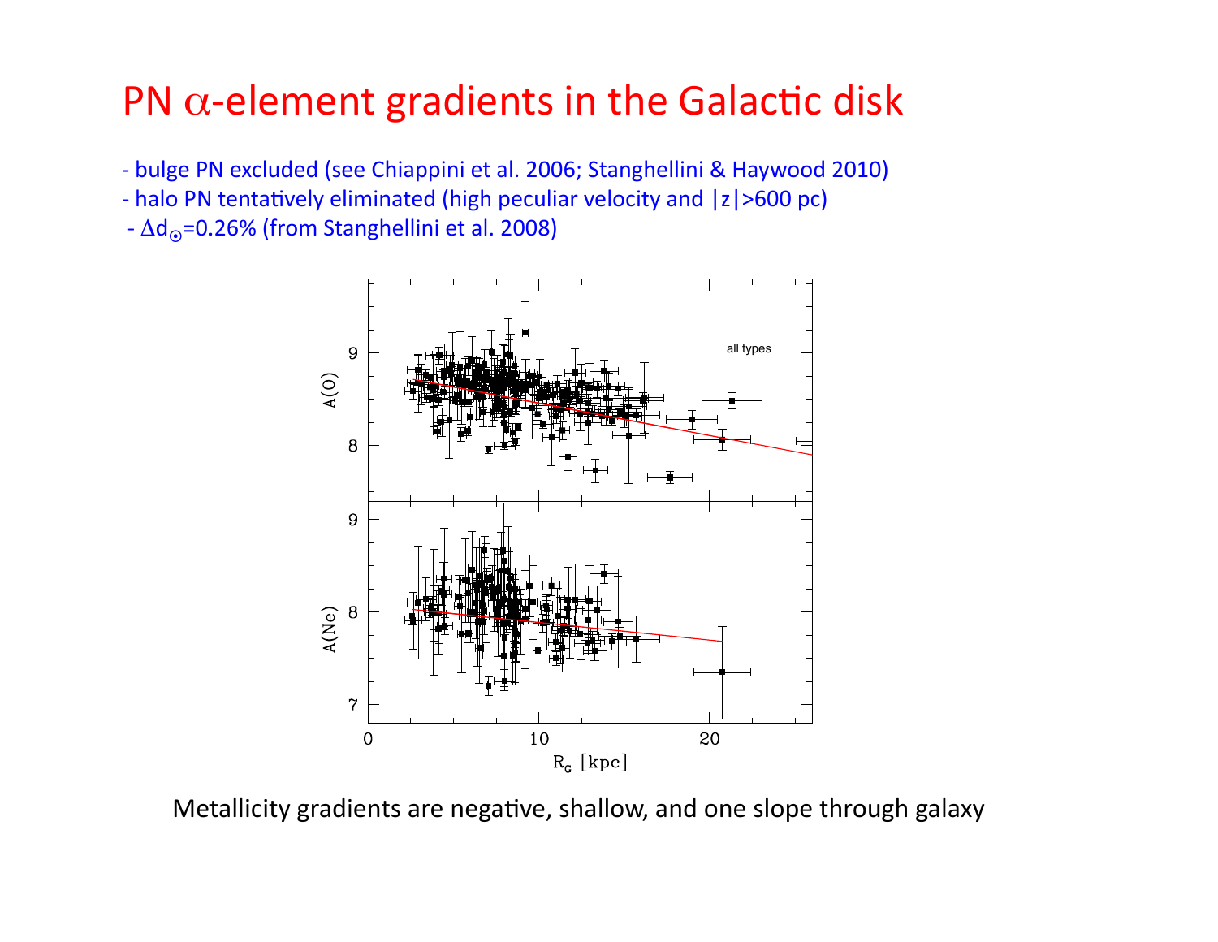# PN $\alpha$-element gradients in the Galactic disk

- bulge PN excluded (see Chiappini et al. 2006; Stanghellini & Haywood 2010)
- halo PN tentatively eliminated (high peculiar velocity and |z|>600 pc)
- $\Delta d_{\odot}$=0.26% (from Stanghellini et al. 2008)

Metallicity gradients are negative, shallow, and one slope through galaxy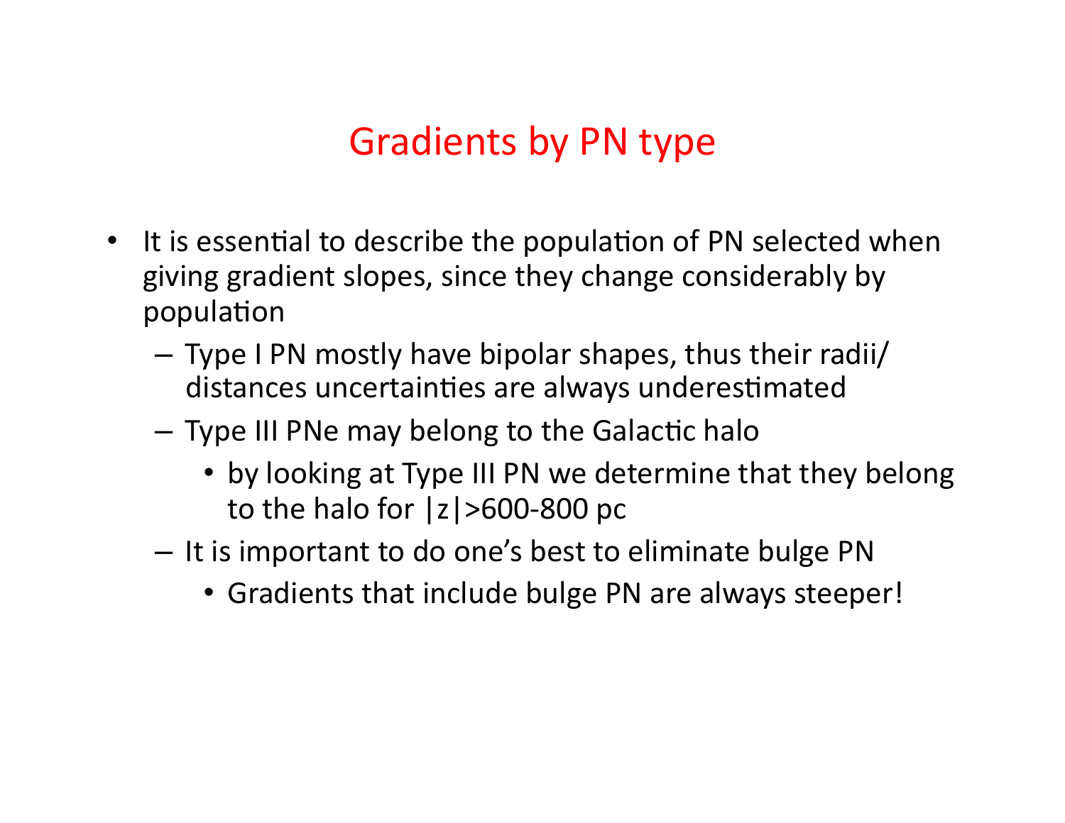# Gradients by PN type

- It is essential to describe the population of PN selected when giving gradient slopes, since they change considerably by population
  - Type I PN mostly have bipolar shapes, thus their radii/ distances uncertainties are always underestimated
  - Type III PNe may belong to the Galactic halo
    - by looking at Type III PN we determine that they belong to the halo for $|z|>600$-$800$ pc
  - It is important to do one's best to eliminate bulge PN
    - Gradients that include bulge PN are always steeper!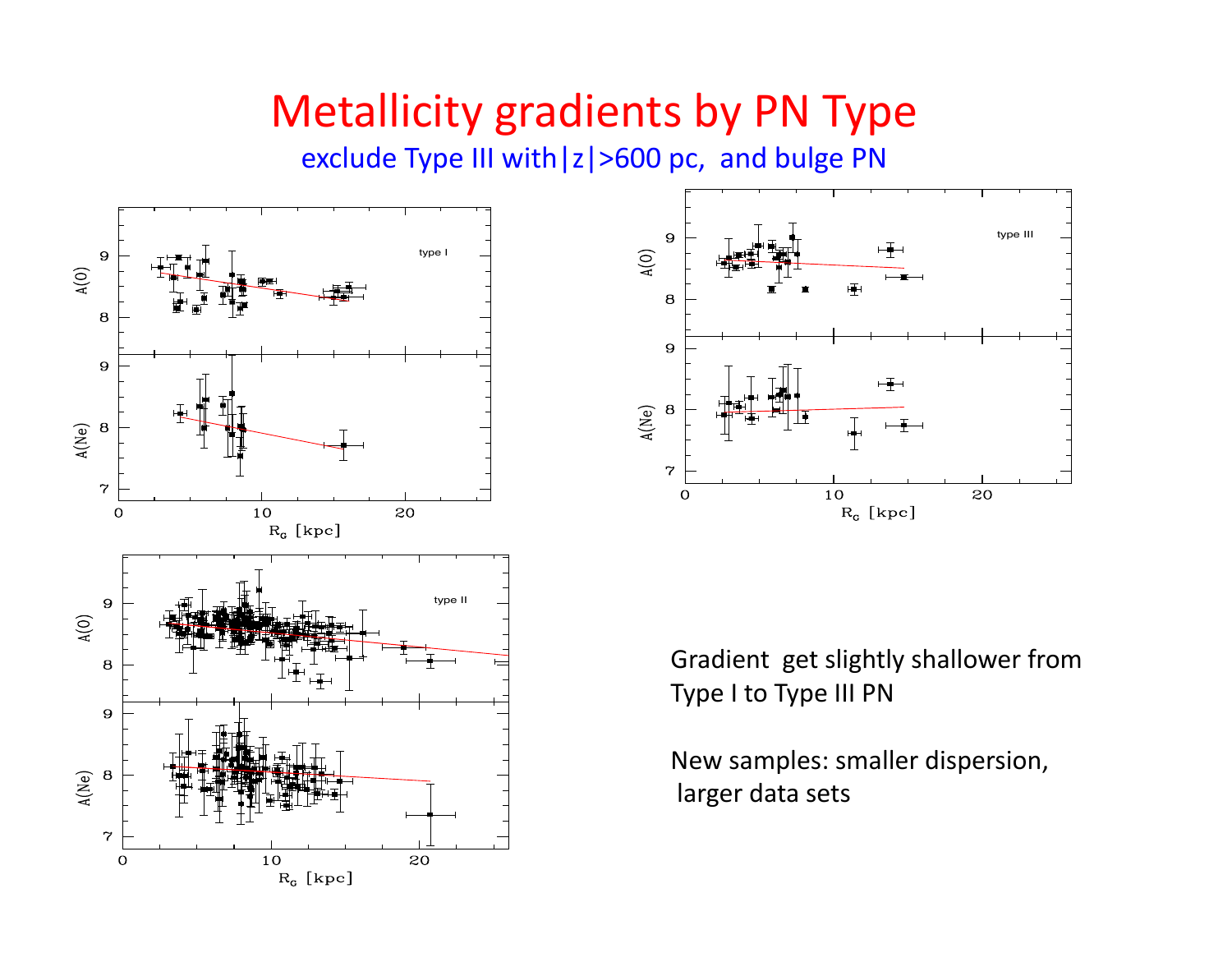# Metallicity gradients by PN Type

exclude Type III with|z|>600 pc, and bulge PN

Gradient get slightly shallower from Type I to Type III PN

New samples: smaller dispersion, larger data sets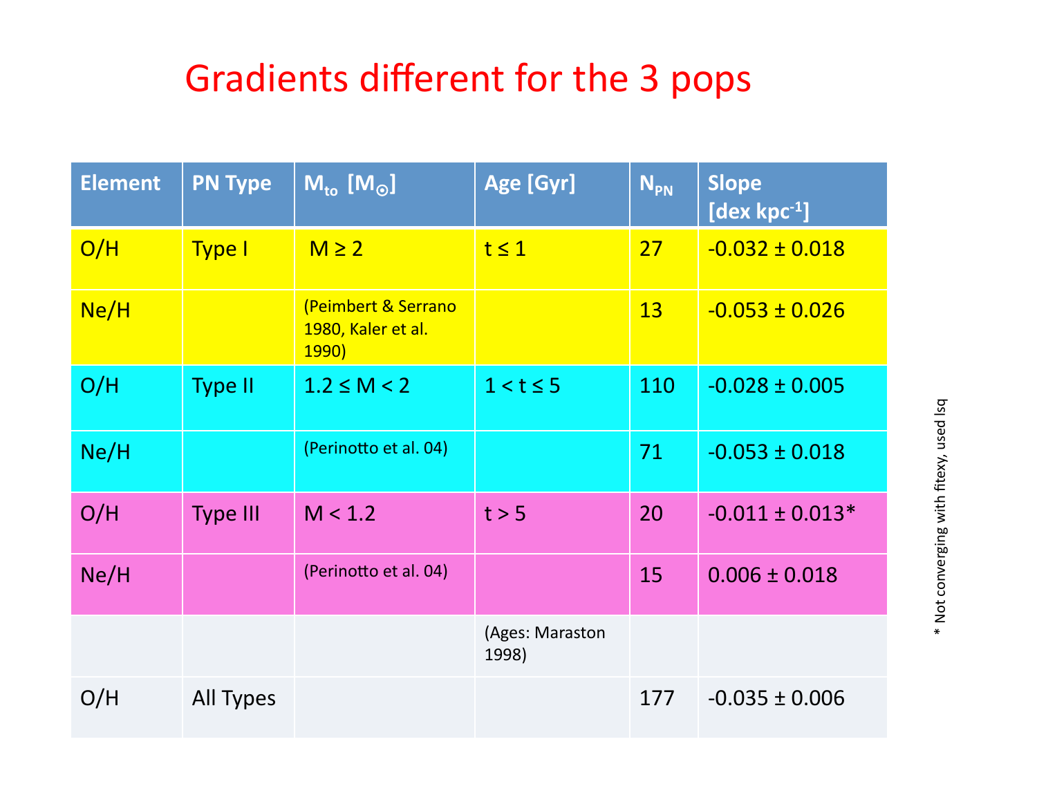# Gradients different for the 3 pops

| Element | PN Type | $M_{to}$ [$M_\odot$] | Age [Gyr] | $N_{PN}$ | Slope [dex $kpc^{-1}$] |
|---|---|---|---|---|---|
| O/H | Type I | $M \geq 2$ | $t \leq 1$ | 27 | -0.032 ± 0.018 |
| Ne/H | | (Peimbert & Serrano 1980, Kaler et al. 1990) | | 13 | -0.053 ± 0.026 |
| O/H | Type II | $1.2 \leq M < 2$ | $1 < t \leq 5$ | 110 | -0.028 ± 0.005 |
| Ne/H | | (Perinotto et al. 04) | | 71 | -0.053 ± 0.018 |
| O/H | Type III | $M < 1.2$ | $t > 5$ | 20 | -0.011 ± 0.013* |
| Ne/H | | (Perinotto et al. 04) | | 15 | 0.006 ± 0.018 |
| | | | (Ages: Maraston 1998) | | |
| O/H | All Types | | | 177 | -0.035 ± 0.006 |

* Not converging with fitexy, used lsq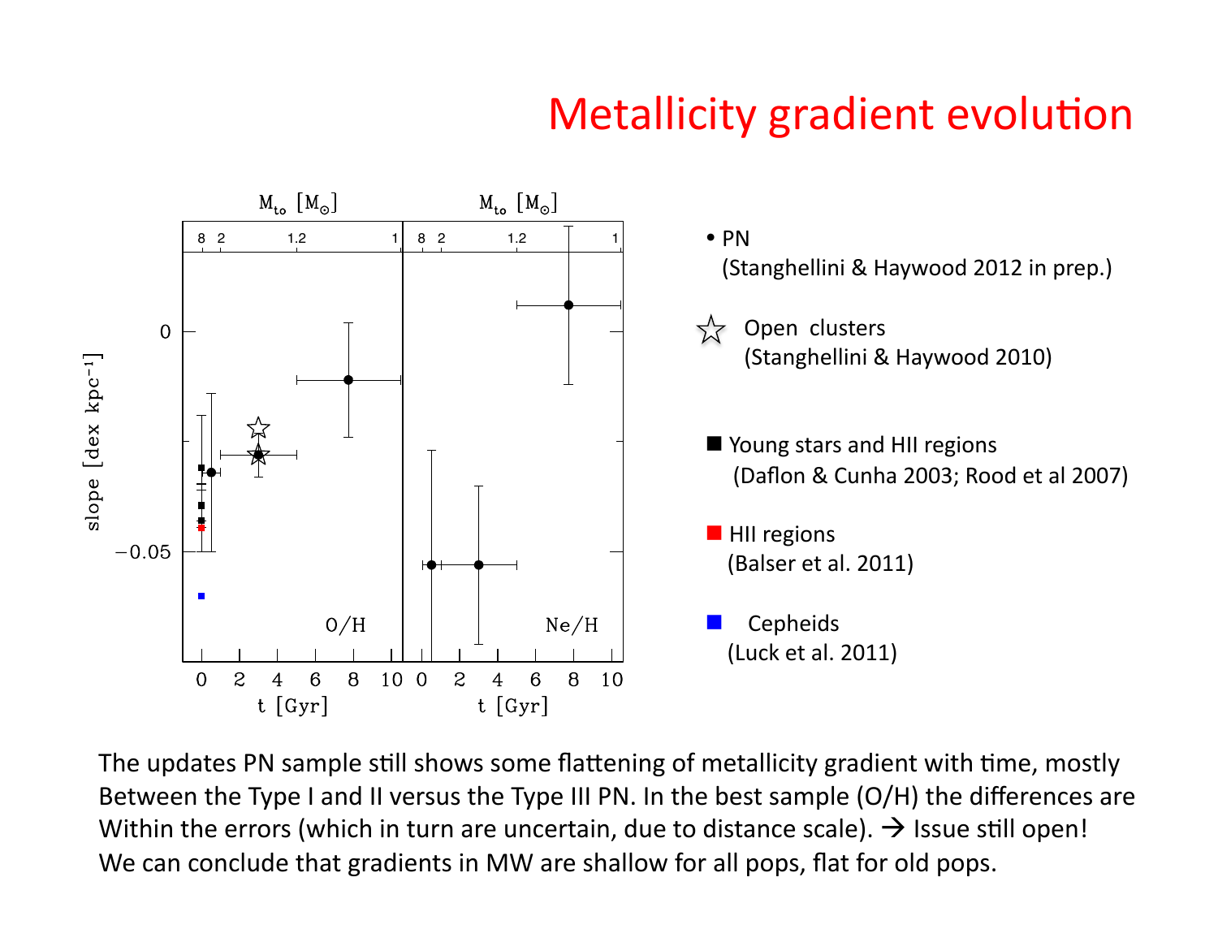# Metallicity gradient evolution

- PN
  (Stanghellini & Haywood 2012 in prep.)

☆ Open clusters
  (Stanghellini & Haywood 2010)

■ Young stars and HII regions
  (Daflon & Cunha 2003; Rood et al 2007)

■ HII regions
  (Balser et al. 2011)

■ Cepheids
  (Luck et al. 2011)

The updates PN sample still shows some flattening of metallicity gradient with time, mostly Between the Type I and II versus the Type III PN. In the best sample (O/H) the differences are Within the errors (which in turn are uncertain, due to distance scale). → Issue still open! We can conclude that gradients in MW are shallow for all pops, flat for old pops.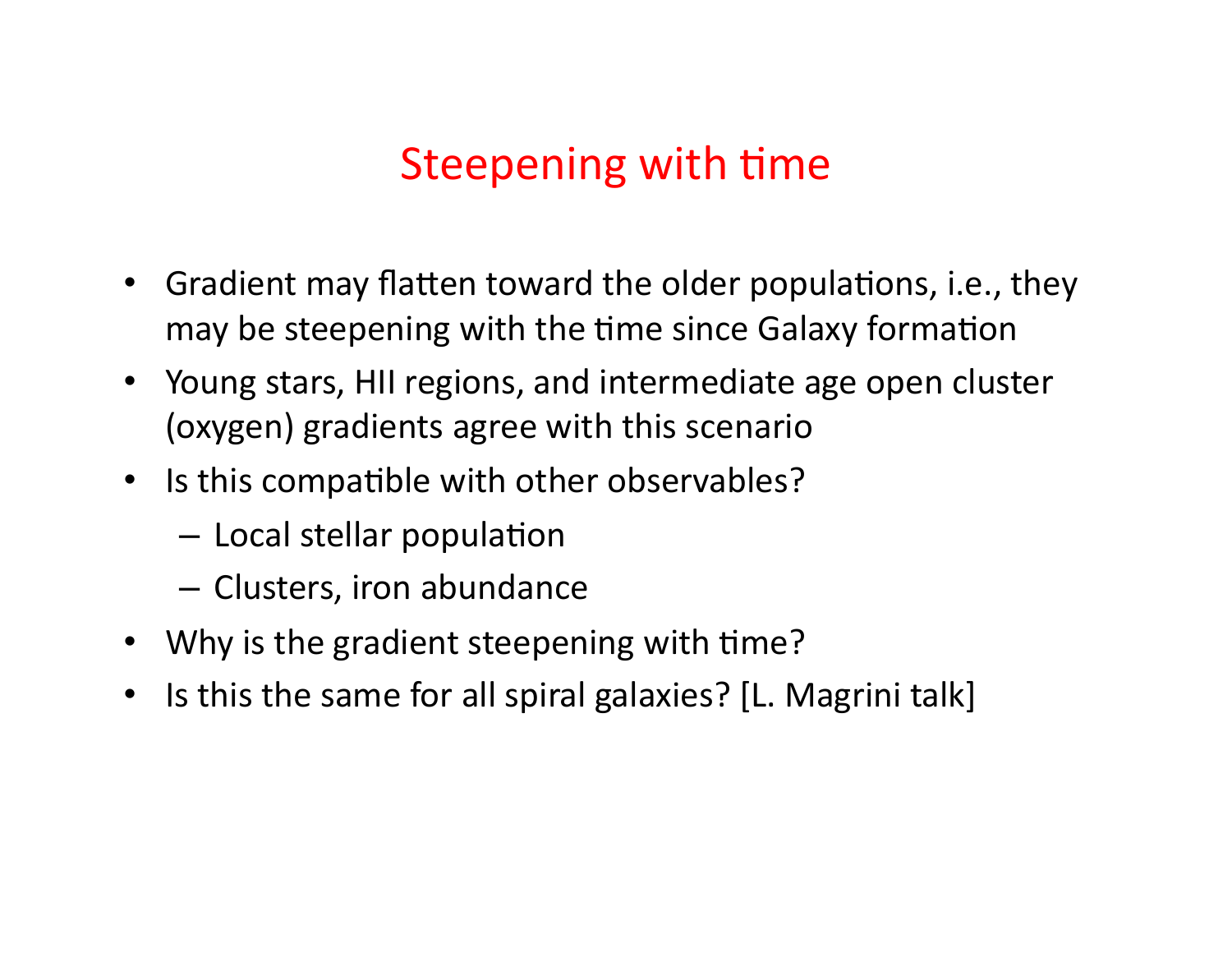# Steepening with time

- Gradient may flatten toward the older populations, i.e., they may be steepening with the time since Galaxy formation
- Young stars, HII regions, and intermediate age open cluster (oxygen) gradients agree with this scenario
- Is this compatible with other observables?
  - Local stellar population
  - Clusters, iron abundance
- Why is the gradient steepening with time?
- Is this the same for all spiral galaxies? [L. Magrini talk]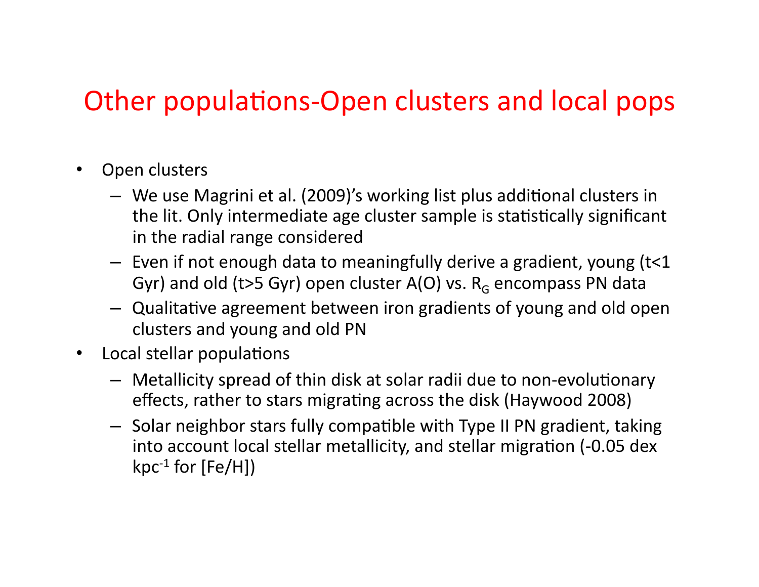# Other populations-Open clusters and local pops

- Open clusters
  - We use Magrini et al. (2009)'s working list plus additional clusters in the lit. Only intermediate age cluster sample is statistically significant in the radial range considered
  - Even if not enough data to meaningfully derive a gradient, young (t<1 Gyr) and old (t>5 Gyr) open cluster A(O) vs. $R_G$ encompass PN data
  - Qualitative agreement between iron gradients of young and old open clusters and young and old PN
- Local stellar populations
  - Metallicity spread of thin disk at solar radii due to non-evolutionary effects, rather to stars migrating across the disk (Haywood 2008)
  - Solar neighbor stars fully compatible with Type II PN gradient, taking into account local stellar metallicity, and stellar migration (-0.05 dex $kpc^{-1}$ for [Fe/H])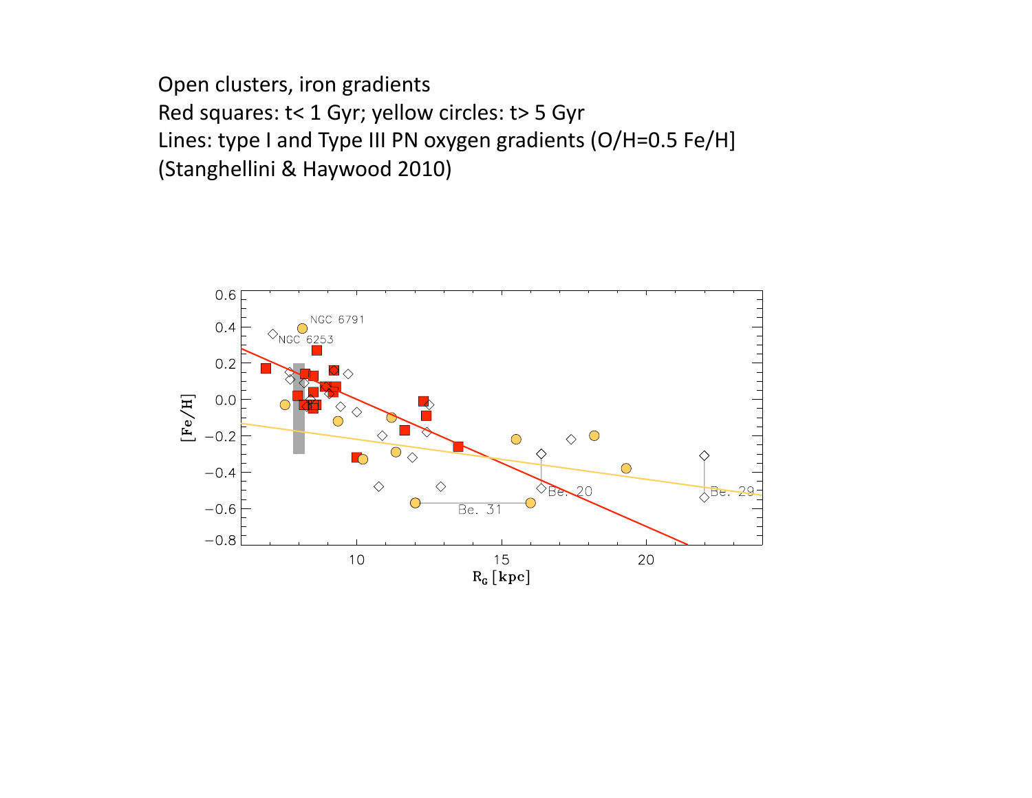Open clusters, iron gradients

Red squares: t< 1 Gyr; yellow circles: t> 5 Gyr

Lines: type I and Type III PN oxygen gradients (O/H=0.5 Fe/H]

(Stanghellini & Haywood 2010)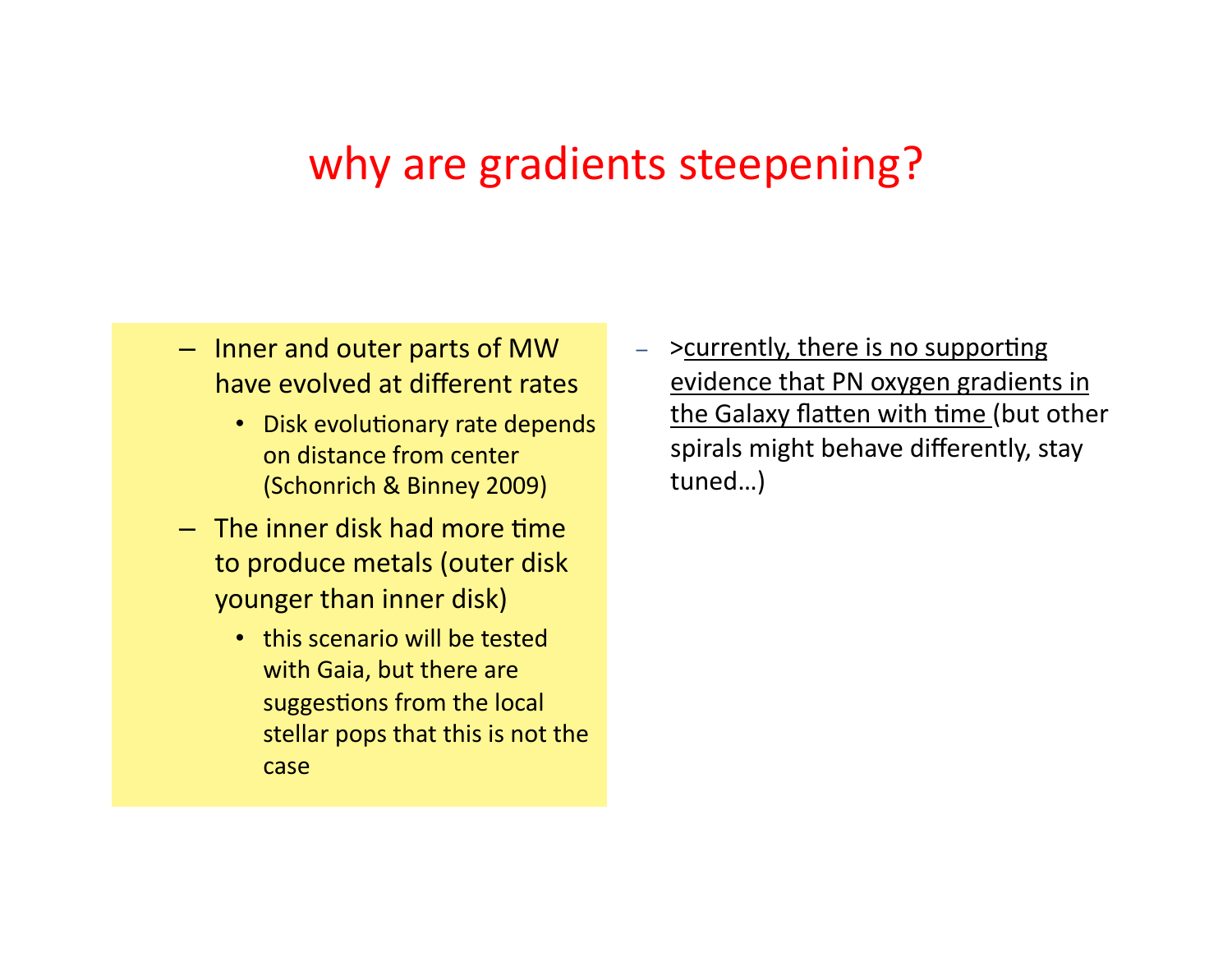# why are gradients steepening?

- Inner and outer parts of MW have evolved at different rates
  - Disk evolutionary rate depends on distance from center (Schonrich & Binney 2009)
- The inner disk had more time to produce metals (outer disk younger than inner disk)
  - this scenario will be tested with Gaia, but there are suggestions from the local stellar pops that this is not the case

- >currently, there is no supporting evidence that PN oxygen gradients in the Galaxy flatten with time (but other spirals might behave differently, stay tuned…)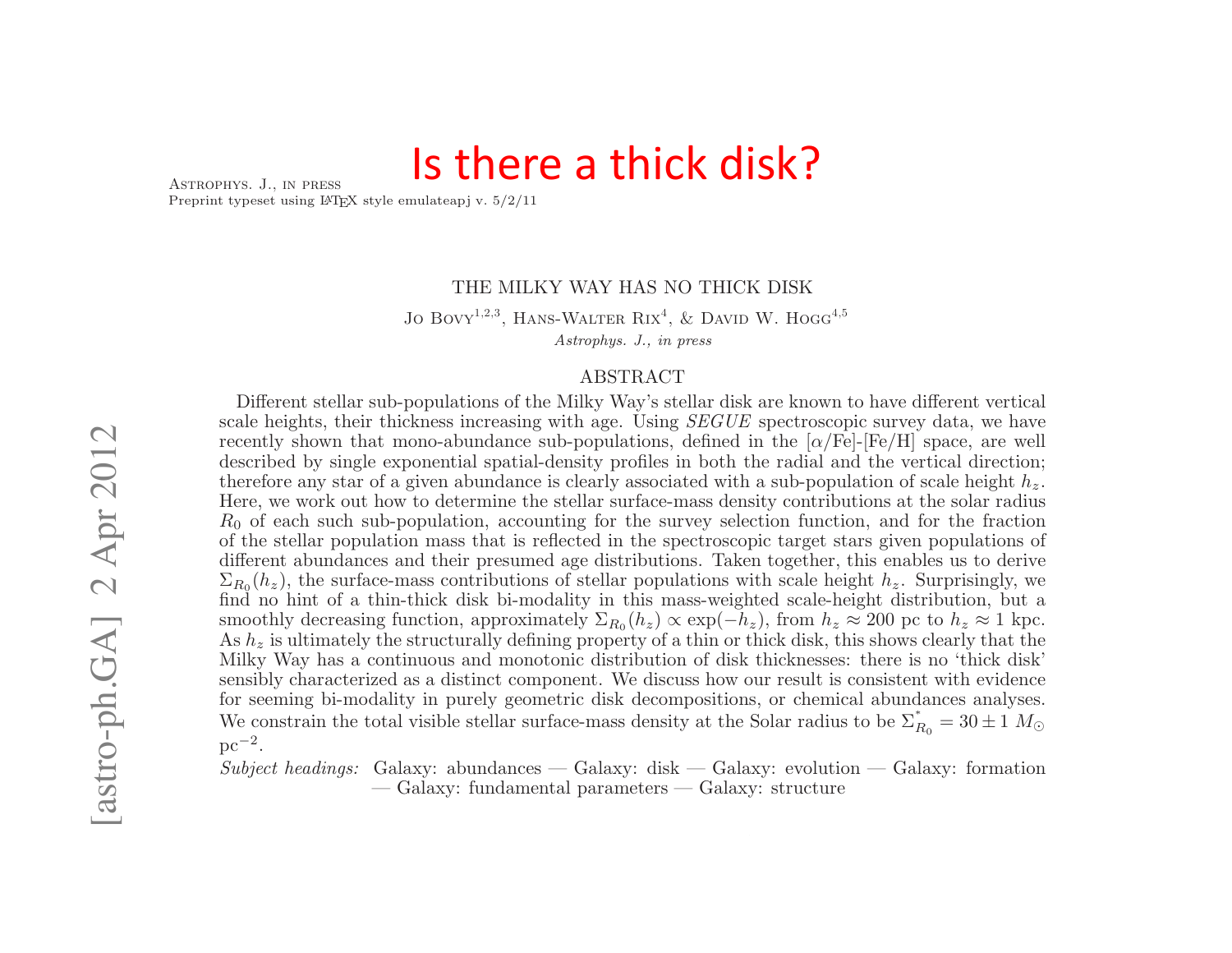# Is there a thick disk?

Astrophys. J., in press
Preprint typeset using LaTeX style emulateapj v. 5/2/11

[astro-ph.GA] 2 Apr 2012

## THE MILKY WAY HAS NO THICK DISK

Jo Bovy[1,2,3], Hans-Walter Rix[4], & David W. Hogg[4,5]

*Astrophys. J., in press*

### ABSTRACT

Different stellar sub-populations of the Milky Way's stellar disk are known to have different vertical scale heights, their thickness increasing with age. Using *SEGUE* spectroscopic survey data, we have recently shown that mono-abundance sub-populations, defined in the [$\alpha$/Fe]-[Fe/H] space, are well described by single exponential spatial-density profiles in both the radial and the vertical direction; therefore any star of a given abundance is clearly associated with a sub-population of scale height $h_z$. Here, we work out how to determine the stellar surface-mass density contributions at the solar radius $R_0$ of each such sub-population, accounting for the survey selection function, and for the fraction of the stellar population mass that is reflected in the spectroscopic target stars given populations of different abundances and their presumed age distributions. Taken together, this enables us to derive $\Sigma_{R_0}(h_z)$, the surface-mass contributions of stellar populations with scale height $h_z$. Surprisingly, we find no hint of a thin-thick disk bi-modality in this mass-weighted scale-height distribution, but a smoothly decreasing function, approximately $\Sigma_{R_0}(h_z) \propto \exp(-h_z)$, from $h_z \approx 200$ pc to $h_z \approx 1$ kpc. As $h_z$ is ultimately the structurally defining property of a thin or thick disk, this shows clearly that the Milky Way has a continuous and monotonic distribution of disk thicknesses: there is no 'thick disk' sensibly characterized as a distinct component. We discuss how our result is consistent with evidence for seeming bi-modality in purely geometric disk decompositions, or chemical abundances analyses. We constrain the total visible stellar surface-mass density at the Solar radius to be $\Sigma^{*}_{R_0} = 30 \pm 1\ M_{\odot}$ pc$^{-2}$.

*Subject headings:* Galaxy: abundances — Galaxy: disk — Galaxy: evolution — Galaxy: formation — Galaxy: fundamental parameters — Galaxy: structure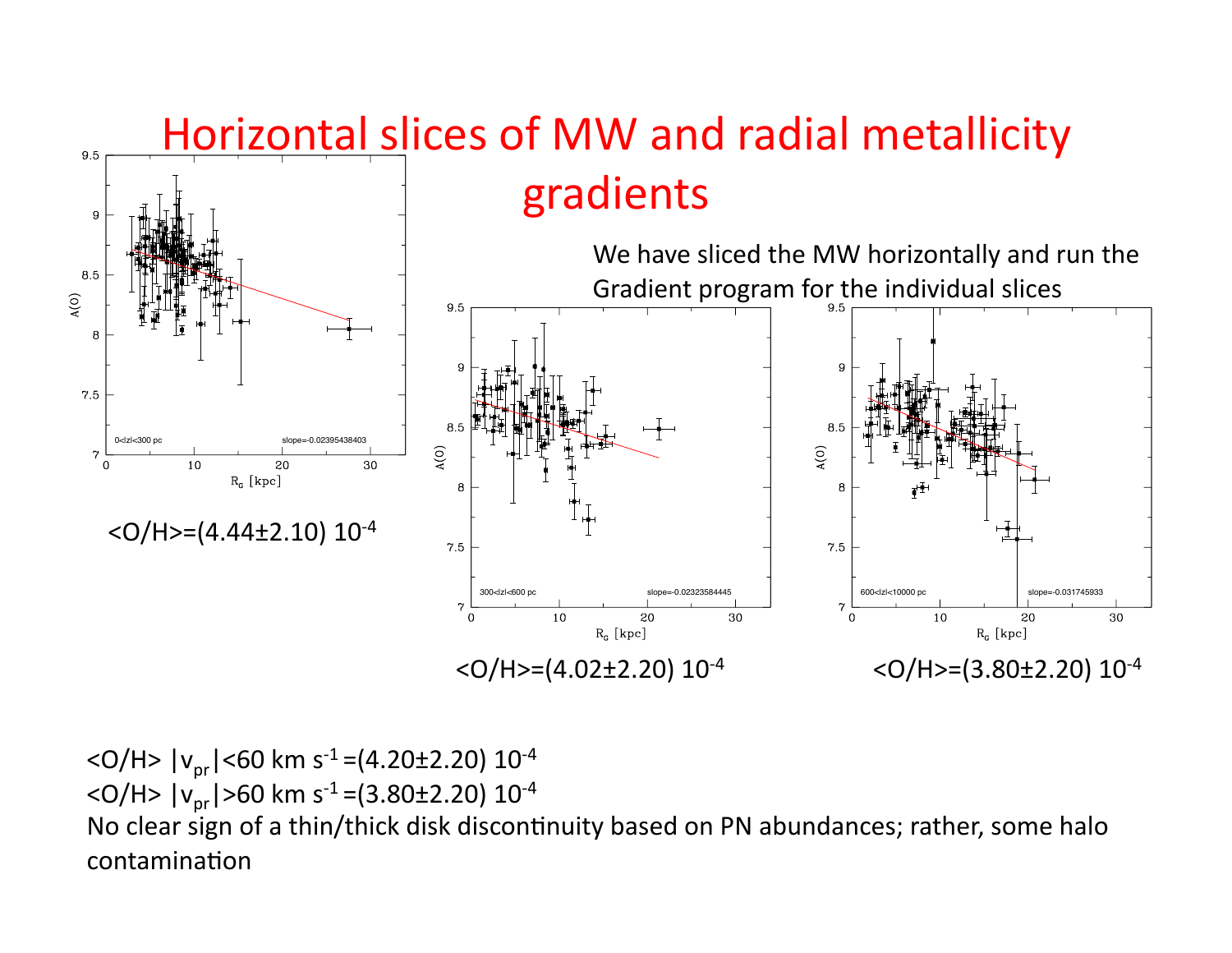# Horizontal slices of MW and radial metallicity gradients

We have sliced the MW horizontally and run the Gradient program for the individual slices

$<O/H>=(4.44\pm2.10)\ 10^{-4}$

$<O/H>=(4.02\pm2.20)\ 10^{-4}$

$<O/H>=(3.80\pm2.20)\ 10^{-4}$

$<O/H>$ $|v_{pr}|<60$ km $s^{-1}$ $=(4.20\pm2.20)\ 10^{-4}$

$<O/H>$ $|v_{pr}|>60$ km $s^{-1}$ $=(3.80\pm2.20)\ 10^{-4}$

No clear sign of a thin/thick disk discontinuity based on PN abundances; rather, some halo contamination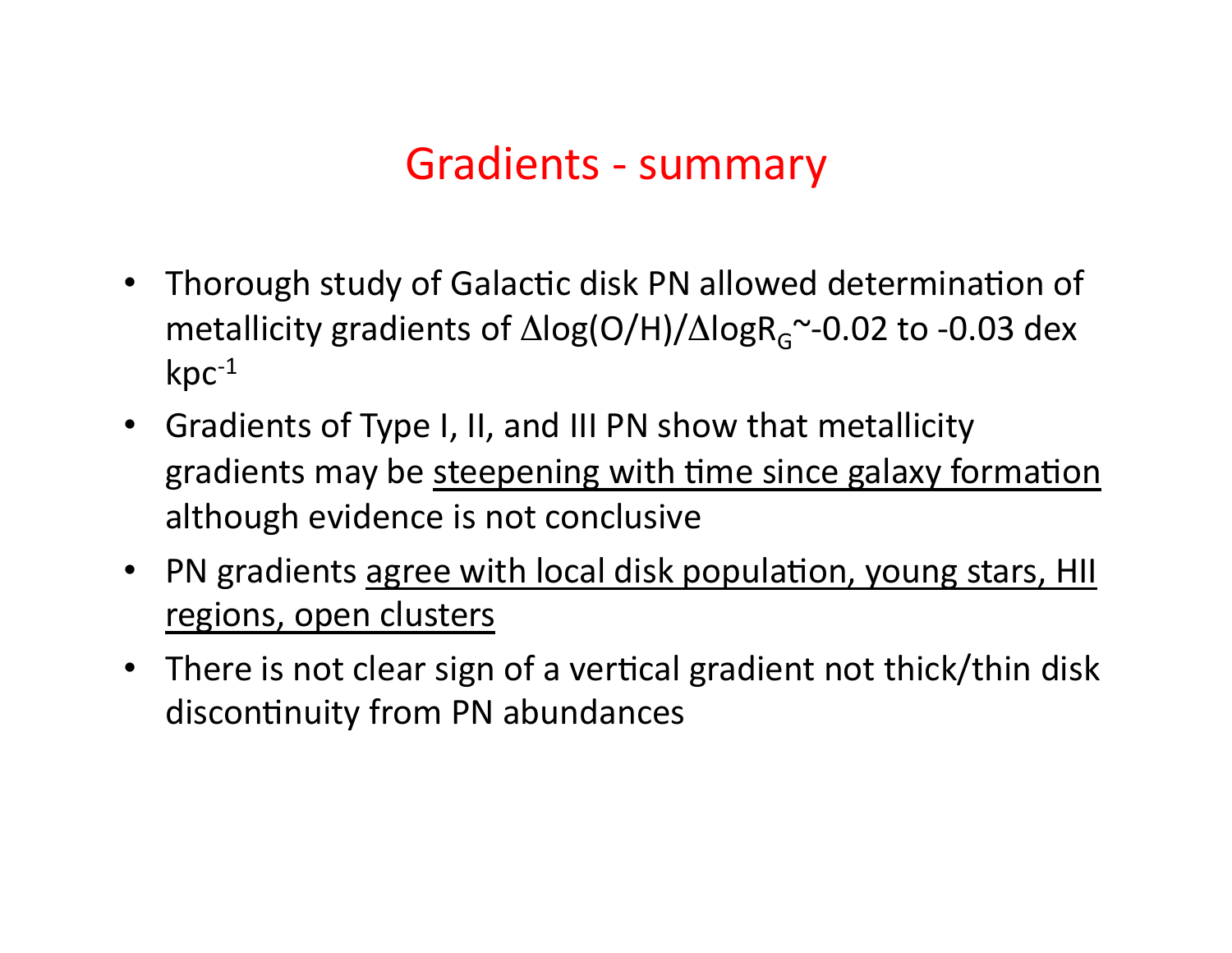# Gradients - summary

- Thorough study of Galactic disk PN allowed determination of metallicity gradients of $\Delta\log(O/H)/\Delta\log R_G$~-0.02 to -0.03 dex $kpc^{-1}$
- Gradients of Type I, II, and III PN show that metallicity gradients may be <u>steepening with time since galaxy formation</u> although evidence is not conclusive
- PN gradients <u>agree with local disk population, young stars, HII regions, open clusters</u>
- There is not clear sign of a vertical gradient not thick/thin disk discontinuity from PN abundances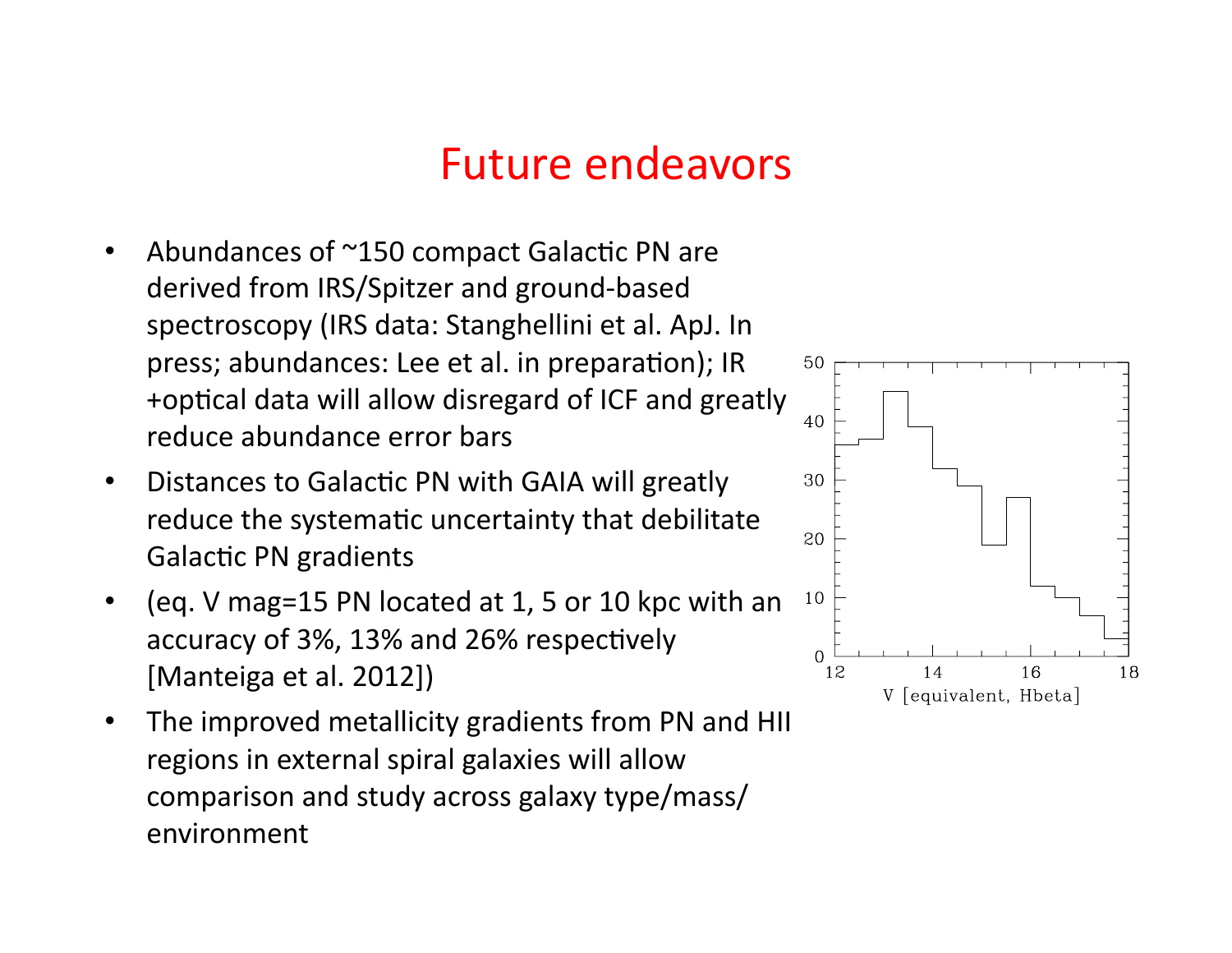# Future endeavors

- Abundances of ~150 compact Galactic PN are derived from IRS/Spitzer and ground-based spectroscopy (IRS data: Stanghellini et al. ApJ. In press; abundances: Lee et al. in preparation); IR +optical data will allow disregard of ICF and greatly reduce abundance error bars
- Distances to Galactic PN with GAIA will greatly reduce the systematic uncertainty that debilitate Galactic PN gradients
- (eq. V mag=15 PN located at 1, 5 or 10 kpc with an accuracy of 3%, 13% and 26% respectively [Manteiga et al. 2012])
- The improved metallicity gradients from PN and HII regions in external spiral galaxies will allow comparison and study across galaxy type/mass/ environment

50
40
30
20
10
0
12
14
16
18
V [equivalent, Hbeta]